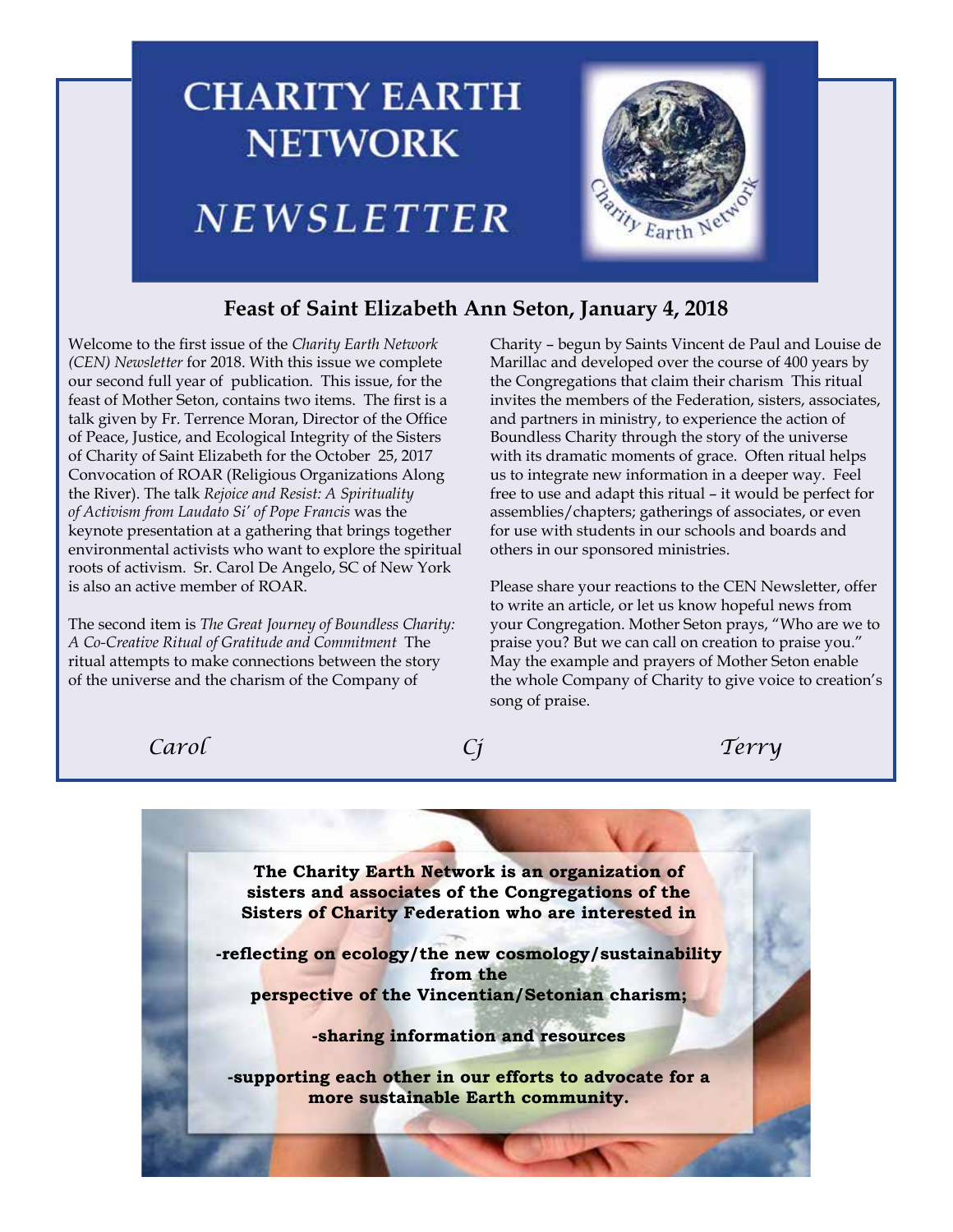# CHARITY EARTH NETWORK

# *NEWSLETTER*

## Feast of Saint Elizabeth Ann Seton, January 4, 2018

Welcome to the first issue of the *Charity Earth Network (CEN) Newsletter* for 2018. With this issue we complete our second full year of publication. This issue, for the feast of Mother Seton, contains two items. The first is a talk given by Fr. Terrence Moran, Director of the Office of Peace, Justice, and Ecological Integrity of the Sisters of Charity of Saint Elizabeth for the October 25, 2017 Convocation of ROAR (Religious Organizations Along the River). The talk *Rejoice and Resist: A Spirituality of Activism from Laudato Si' of Pope Francis* was the keynote presentation at a gathering that brings together environmental activists who want to explore the spiritual roots of activism. Sr. Carol De Angelo, SC of New York is also an active member of ROAR.

The second item is *The Great Journey of Boundless Charity: A Co-Creative Ritual of Gratitude and Commitment* The ritual attempts to make connections between the story of the universe and the charism of the Company of Charity – begun by Saints Vincent de Paul and Louise de Marillac and developed over the course of 400 years by the Congregations that claim their charism This ritual invites the members of the Federation, sisters, associates, and partners in ministry, to experience the action of Boundless Charity through the story of the universe with its dramatic moments of grace. Often ritual helps us to integrate new information in a deeper way. Feel free to use and adapt this ritual – it would be perfect for assemblies/chapters; gatherings of associates, or even for use with students in our schools and boards and others in our sponsored ministries.

Please share your reactions to the CEN Newsletter, offer to write an article, or let us know hopeful news from your Congregation. Mother Seton prays, "Who are we to praise you? But we can call on creation to praise you." May the example and prayers of Mother Seton enable the whole Company of Charity to give voice to creation's song of praise.

*Carol* *Cj* *Terry*

**The Charity Earth Network is an organization of sisters and associates of the Congregations of the Sisters of Charity Federation who are interested in**

**-reflecting on ecology/the new cosmology/sustainability from the perspective of the Vincentian/Setonian charism;**

**-sharing information and resources**

**-supporting each other in our efforts to advocate for a more sustainable Earth community.**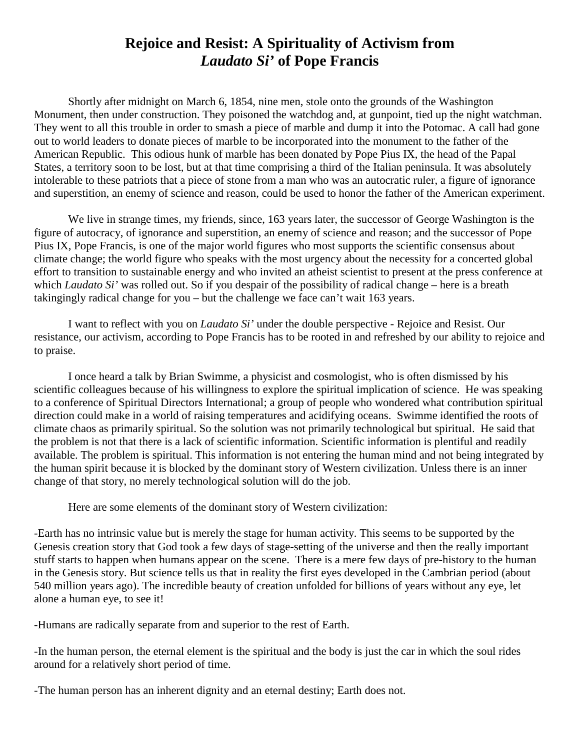# Rejoice and Resist: A Spirituality of Activism from *Laudato Si'* of Pope Francis

Shortly after midnight on March 6, 1854, nine men, stole onto the grounds of the Washington Monument, then under construction. They poisoned the watchdog and, at gunpoint, tied up the night watchman. They went to all this trouble in order to smash a piece of marble and dump it into the Potomac. A call had gone out to world leaders to donate pieces of marble to be incorporated into the monument to the father of the American Republic. This odious hunk of marble has been donated by Pope Pius IX, the head of the Papal States, a territory soon to be lost, but at that time comprising a third of the Italian peninsula. It was absolutely intolerable to these patriots that a piece of stone from a man who was an autocratic ruler, a figure of ignorance and superstition, an enemy of science and reason, could be used to honor the father of the American experiment.

We live in strange times, my friends, since, 163 years later, the successor of George Washington is the figure of autocracy, of ignorance and superstition, an enemy of science and reason; and the successor of Pope Pius IX, Pope Francis, is one of the major world figures who most supports the scientific consensus about climate change; the world figure who speaks with the most urgency about the necessity for a concerted global effort to transition to sustainable energy and who invited an atheist scientist to present at the press conference at which *Laudato Si'* was rolled out. So if you despair of the possibility of radical change – here is a breath takingingly radical change for you – but the challenge we face can't wait 163 years.

I want to reflect with you on *Laudato Si'* under the double perspective - Rejoice and Resist. Our resistance, our activism, according to Pope Francis has to be rooted in and refreshed by our ability to rejoice and to praise.

I once heard a talk by Brian Swimme, a physicist and cosmologist, who is often dismissed by his scientific colleagues because of his willingness to explore the spiritual implication of science. He was speaking to a conference of Spiritual Directors International; a group of people who wondered what contribution spiritual direction could make in a world of raising temperatures and acidifying oceans. Swimme identified the roots of climate chaos as primarily spiritual. So the solution was not primarily technological but spiritual. He said that the problem is not that there is a lack of scientific information. Scientific information is plentiful and readily available. The problem is spiritual. This information is not entering the human mind and not being integrated by the human spirit because it is blocked by the dominant story of Western civilization. Unless there is an inner change of that story, no merely technological solution will do the job.

Here are some elements of the dominant story of Western civilization:

-Earth has no intrinsic value but is merely the stage for human activity. This seems to be supported by the Genesis creation story that God took a few days of stage-setting of the universe and then the really important stuff starts to happen when humans appear on the scene. There is a mere few days of pre-history to the human in the Genesis story. But science tells us that in reality the first eyes developed in the Cambrian period (about 540 million years ago). The incredible beauty of creation unfolded for billions of years without any eye, let alone a human eye, to see it!

-Humans are radically separate from and superior to the rest of Earth.

-In the human person, the eternal element is the spiritual and the body is just the car in which the soul rides around for a relatively short period of time.

-The human person has an inherent dignity and an eternal destiny; Earth does not.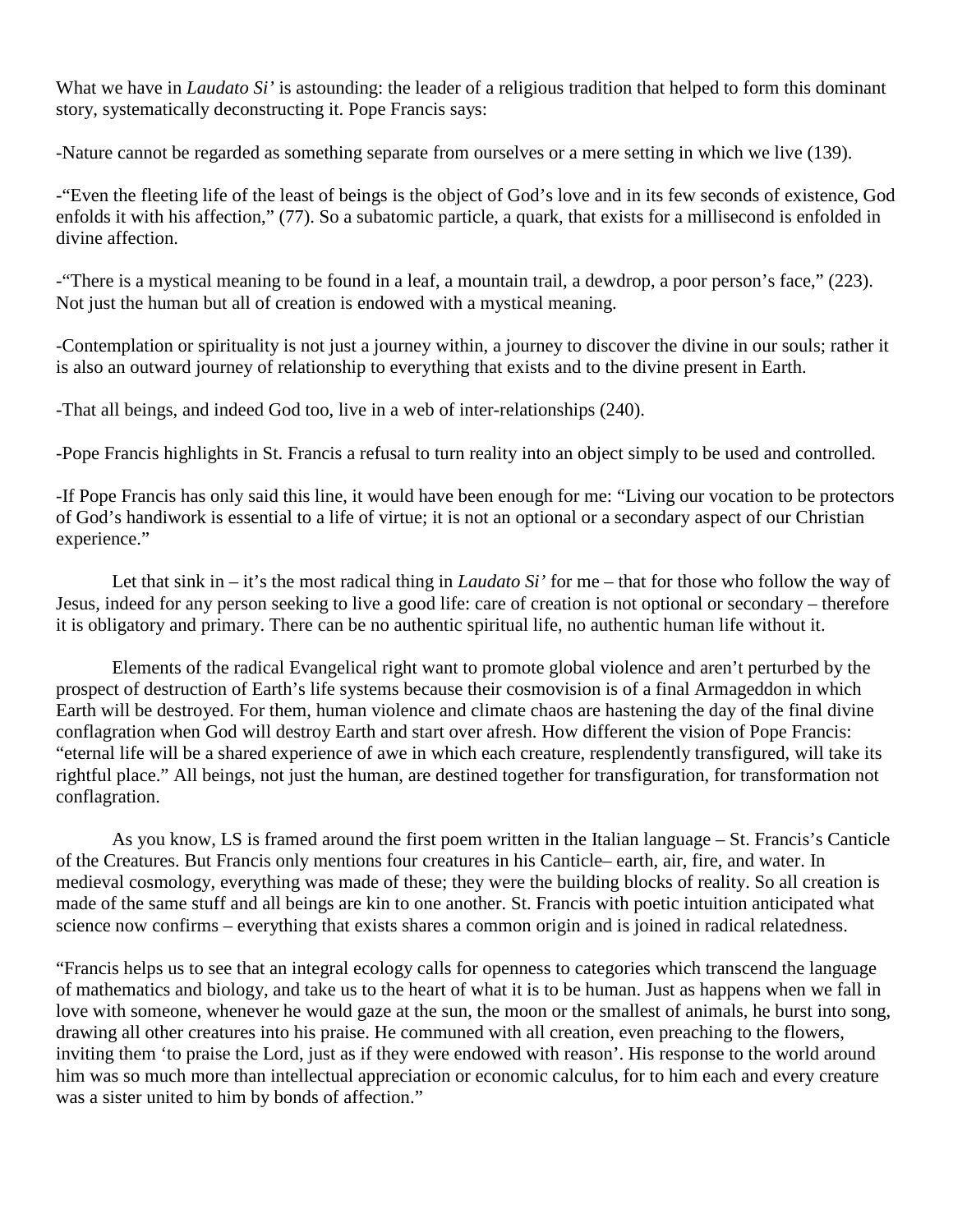What we have in *Laudato Si'* is astounding: the leader of a religious tradition that helped to form this dominant story, systematically deconstructing it. Pope Francis says:

-Nature cannot be regarded as something separate from ourselves or a mere setting in which we live (139).

-"Even the fleeting life of the least of beings is the object of God's love and in its few seconds of existence, God enfolds it with his affection," (77). So a subatomic particle, a quark, that exists for a millisecond is enfolded in divine affection.

-"There is a mystical meaning to be found in a leaf, a mountain trail, a dewdrop, a poor person's face," (223). Not just the human but all of creation is endowed with a mystical meaning.

-Contemplation or spirituality is not just a journey within, a journey to discover the divine in our souls; rather it is also an outward journey of relationship to everything that exists and to the divine present in Earth.

-That all beings, and indeed God too, live in a web of inter-relationships (240).

-Pope Francis highlights in St. Francis a refusal to turn reality into an object simply to be used and controlled.

-If Pope Francis has only said this line, it would have been enough for me: "Living our vocation to be protectors of God's handiwork is essential to a life of virtue; it is not an optional or a secondary aspect of our Christian experience."

Let that sink in – it's the most radical thing in *Laudato Si'* for me – that for those who follow the way of Jesus, indeed for any person seeking to live a good life: care of creation is not optional or secondary – therefore it is obligatory and primary. There can be no authentic spiritual life, no authentic human life without it.

Elements of the radical Evangelical right want to promote global violence and aren't perturbed by the prospect of destruction of Earth's life systems because their cosmovision is of a final Armageddon in which Earth will be destroyed. For them, human violence and climate chaos are hastening the day of the final divine conflagration when God will destroy Earth and start over afresh. How different the vision of Pope Francis: "eternal life will be a shared experience of awe in which each creature, resplendently transfigured, will take its rightful place." All beings, not just the human, are destined together for transfiguration, for transformation not conflagration.

As you know, LS is framed around the first poem written in the Italian language – St. Francis's Canticle of the Creatures. But Francis only mentions four creatures in his Canticle– earth, air, fire, and water. In medieval cosmology, everything was made of these; they were the building blocks of reality. So all creation is made of the same stuff and all beings are kin to one another. St. Francis with poetic intuition anticipated what science now confirms – everything that exists shares a common origin and is joined in radical relatedness.

"Francis helps us to see that an integral ecology calls for openness to categories which transcend the language of mathematics and biology, and take us to the heart of what it is to be human. Just as happens when we fall in love with someone, whenever he would gaze at the sun, the moon or the smallest of animals, he burst into song, drawing all other creatures into his praise. He communed with all creation, even preaching to the flowers, inviting them 'to praise the Lord, just as if they were endowed with reason'. His response to the world around him was so much more than intellectual appreciation or economic calculus, for to him each and every creature was a sister united to him by bonds of affection."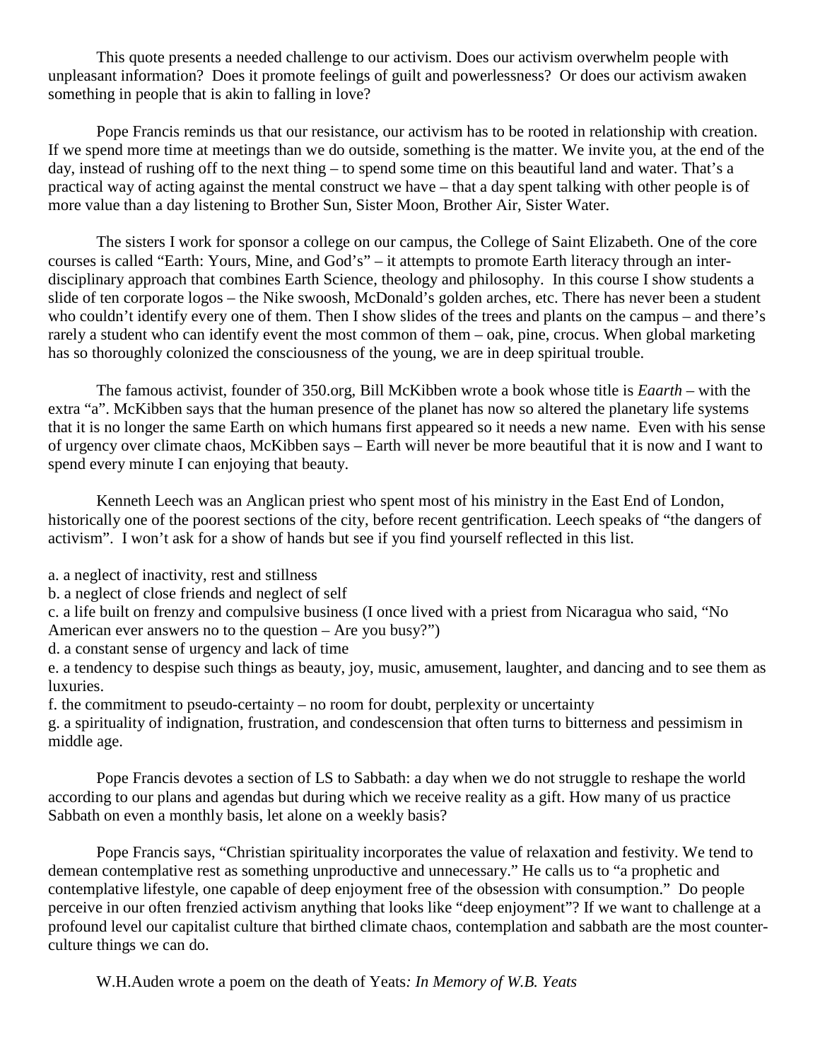This quote presents a needed challenge to our activism. Does our activism overwhelm people with unpleasant information? Does it promote feelings of guilt and powerlessness? Or does our activism awaken something in people that is akin to falling in love?

Pope Francis reminds us that our resistance, our activism has to be rooted in relationship with creation. If we spend more time at meetings than we do outside, something is the matter. We invite you, at the end of the day, instead of rushing off to the next thing – to spend some time on this beautiful land and water. That's a practical way of acting against the mental construct we have – that a day spent talking with other people is of more value than a day listening to Brother Sun, Sister Moon, Brother Air, Sister Water.

The sisters I work for sponsor a college on our campus, the College of Saint Elizabeth. One of the core courses is called "Earth: Yours, Mine, and God's" – it attempts to promote Earth literacy through an inter-disciplinary approach that combines Earth Science, theology and philosophy. In this course I show students a slide of ten corporate logos – the Nike swoosh, McDonald's golden arches, etc. There has never been a student who couldn't identify every one of them. Then I show slides of the trees and plants on the campus – and there's rarely a student who can identify event the most common of them – oak, pine, crocus. When global marketing has so thoroughly colonized the consciousness of the young, we are in deep spiritual trouble.

The famous activist, founder of 350.org, Bill McKibben wrote a book whose title is *Eaarth* – with the extra "a". McKibben says that the human presence of the planet has now so altered the planetary life systems that it is no longer the same Earth on which humans first appeared so it needs a new name. Even with his sense of urgency over climate chaos, McKibben says – Earth will never be more beautiful that it is now and I want to spend every minute I can enjoying that beauty.

Kenneth Leech was an Anglican priest who spent most of his ministry in the East End of London, historically one of the poorest sections of the city, before recent gentrification. Leech speaks of "the dangers of activism". I won't ask for a show of hands but see if you find yourself reflected in this list.

a. a neglect of inactivity, rest and stillness
b. a neglect of close friends and neglect of self
c. a life built on frenzy and compulsive business (I once lived with a priest from Nicaragua who said, "No American ever answers no to the question – Are you busy?")
d. a constant sense of urgency and lack of time
e. a tendency to despise such things as beauty, joy, music, amusement, laughter, and dancing and to see them as luxuries.
f. the commitment to pseudo-certainty – no room for doubt, perplexity or uncertainty
g. a spirituality of indignation, frustration, and condescension that often turns to bitterness and pessimism in middle age.

Pope Francis devotes a section of LS to Sabbath: a day when we do not struggle to reshape the world according to our plans and agendas but during which we receive reality as a gift. How many of us practice Sabbath on even a monthly basis, let alone on a weekly basis?

Pope Francis says, "Christian spirituality incorporates the value of relaxation and festivity. We tend to demean contemplative rest as something unproductive and unnecessary." He calls us to "a prophetic and contemplative lifestyle, one capable of deep enjoyment free of the obsession with consumption." Do people perceive in our often frenzied activism anything that looks like "deep enjoyment"? If we want to challenge at a profound level our capitalist culture that birthed climate chaos, contemplation and sabbath are the most counter-culture things we can do.

W.H.Auden wrote a poem on the death of Yeats*: In Memory of W.B. Yeats*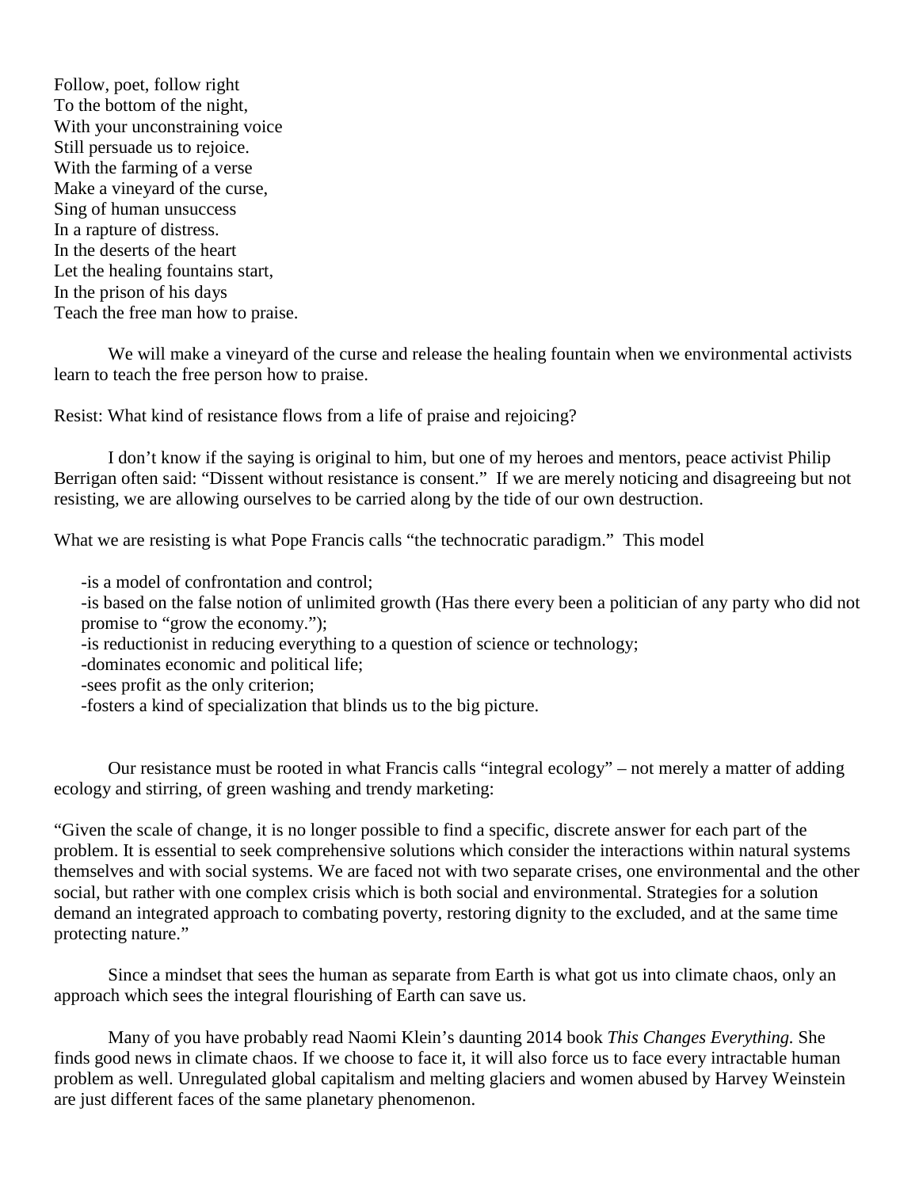Follow, poet, follow right
To the bottom of the night,
With your unconstraining voice
Still persuade us to rejoice.
With the farming of a verse
Make a vineyard of the curse,
Sing of human unsuccess
In a rapture of distress.
In the deserts of the heart
Let the healing fountains start,
In the prison of his days
Teach the free man how to praise.

We will make a vineyard of the curse and release the healing fountain when we environmental activists learn to teach the free person how to praise.

Resist: What kind of resistance flows from a life of praise and rejoicing?

I don't know if the saying is original to him, but one of my heroes and mentors, peace activist Philip Berrigan often said: "Dissent without resistance is consent." If we are merely noticing and disagreeing but not resisting, we are allowing ourselves to be carried along by the tide of our own destruction.

What we are resisting is what Pope Francis calls "the technocratic paradigm." This model

- -is a model of confrontation and control;
- -is based on the false notion of unlimited growth (Has there every been a politician of any party who did not promise to "grow the economy.");
- -is reductionist in reducing everything to a question of science or technology;
- -dominates economic and political life;
- -sees profit as the only criterion;
- -fosters a kind of specialization that blinds us to the big picture.

Our resistance must be rooted in what Francis calls "integral ecology" – not merely a matter of adding ecology and stirring, of green washing and trendy marketing:

"Given the scale of change, it is no longer possible to find a specific, discrete answer for each part of the problem. It is essential to seek comprehensive solutions which consider the interactions within natural systems themselves and with social systems. We are faced not with two separate crises, one environmental and the other social, but rather with one complex crisis which is both social and environmental. Strategies for a solution demand an integrated approach to combating poverty, restoring dignity to the excluded, and at the same time protecting nature."

Since a mindset that sees the human as separate from Earth is what got us into climate chaos, only an approach which sees the integral flourishing of Earth can save us.

Many of you have probably read Naomi Klein's daunting 2014 book *This Changes Everything.* She finds good news in climate chaos. If we choose to face it, it will also force us to face every intractable human problem as well. Unregulated global capitalism and melting glaciers and women abused by Harvey Weinstein are just different faces of the same planetary phenomenon.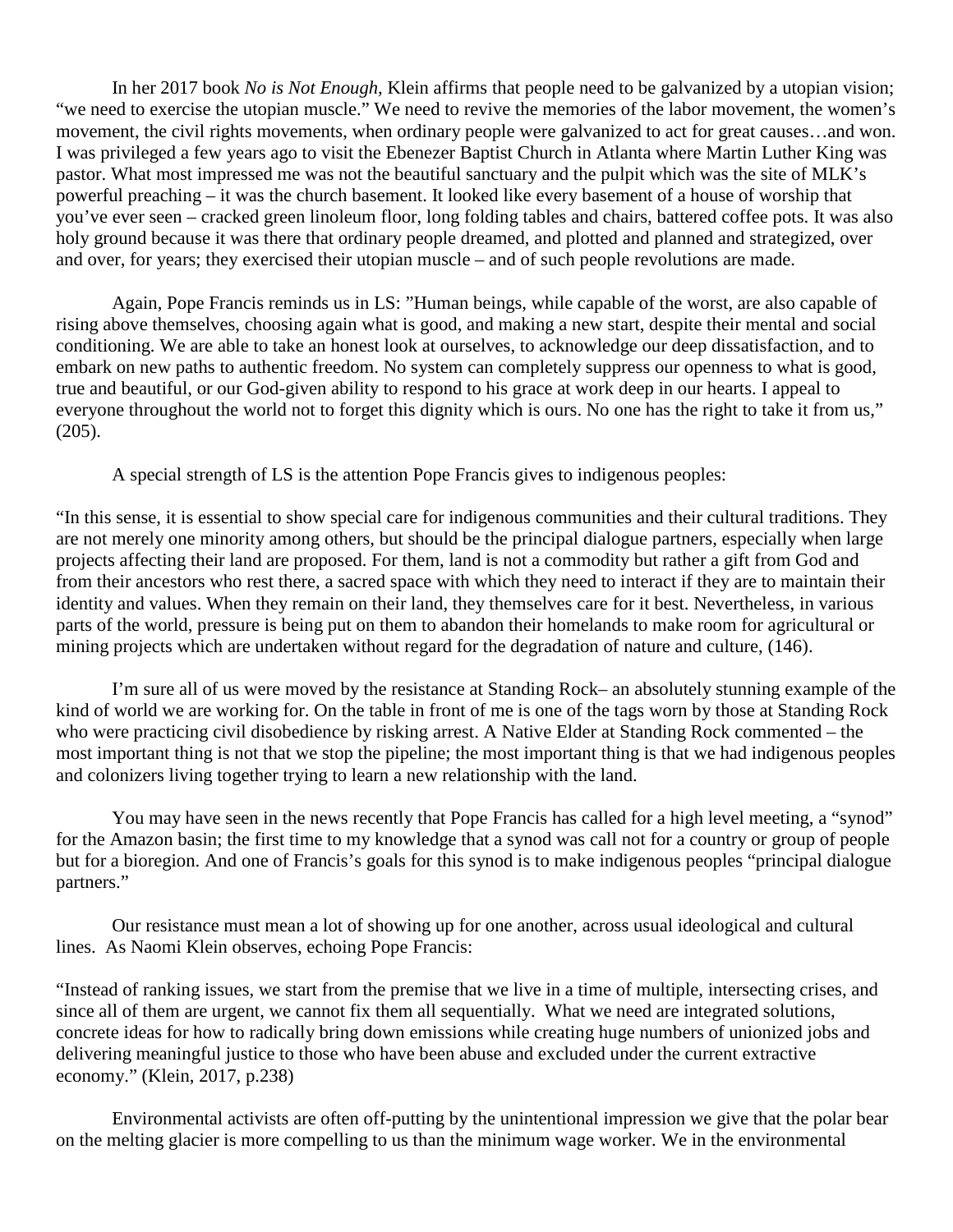In her 2017 book *No is Not Enough*, Klein affirms that people need to be galvanized by a utopian vision; "we need to exercise the utopian muscle." We need to revive the memories of the labor movement, the women's movement, the civil rights movements, when ordinary people were galvanized to act for great causes…and won. I was privileged a few years ago to visit the Ebenezer Baptist Church in Atlanta where Martin Luther King was pastor. What most impressed me was not the beautiful sanctuary and the pulpit which was the site of MLK's powerful preaching – it was the church basement. It looked like every basement of a house of worship that you've ever seen – cracked green linoleum floor, long folding tables and chairs, battered coffee pots. It was also holy ground because it was there that ordinary people dreamed, and plotted and planned and strategized, over and over, for years; they exercised their utopian muscle – and of such people revolutions are made.

Again, Pope Francis reminds us in LS: "Human beings, while capable of the worst, are also capable of rising above themselves, choosing again what is good, and making a new start, despite their mental and social conditioning. We are able to take an honest look at ourselves, to acknowledge our deep dissatisfaction, and to embark on new paths to authentic freedom. No system can completely suppress our openness to what is good, true and beautiful, or our God-given ability to respond to his grace at work deep in our hearts. I appeal to everyone throughout the world not to forget this dignity which is ours. No one has the right to take it from us," (205).

A special strength of LS is the attention Pope Francis gives to indigenous peoples:

"In this sense, it is essential to show special care for indigenous communities and their cultural traditions. They are not merely one minority among others, but should be the principal dialogue partners, especially when large projects affecting their land are proposed. For them, land is not a commodity but rather a gift from God and from their ancestors who rest there, a sacred space with which they need to interact if they are to maintain their identity and values. When they remain on their land, they themselves care for it best. Nevertheless, in various parts of the world, pressure is being put on them to abandon their homelands to make room for agricultural or mining projects which are undertaken without regard for the degradation of nature and culture, (146).

I'm sure all of us were moved by the resistance at Standing Rock– an absolutely stunning example of the kind of world we are working for. On the table in front of me is one of the tags worn by those at Standing Rock who were practicing civil disobedience by risking arrest. A Native Elder at Standing Rock commented – the most important thing is not that we stop the pipeline; the most important thing is that we had indigenous peoples and colonizers living together trying to learn a new relationship with the land.

You may have seen in the news recently that Pope Francis has called for a high level meeting, a "synod" for the Amazon basin; the first time to my knowledge that a synod was call not for a country or group of people but for a bioregion. And one of Francis's goals for this synod is to make indigenous peoples "principal dialogue partners."

Our resistance must mean a lot of showing up for one another, across usual ideological and cultural lines. As Naomi Klein observes, echoing Pope Francis:

"Instead of ranking issues, we start from the premise that we live in a time of multiple, intersecting crises, and since all of them are urgent, we cannot fix them all sequentially. What we need are integrated solutions, concrete ideas for how to radically bring down emissions while creating huge numbers of unionized jobs and delivering meaningful justice to those who have been abuse and excluded under the current extractive economy." (Klein, 2017, p.238)

Environmental activists are often off-putting by the unintentional impression we give that the polar bear on the melting glacier is more compelling to us than the minimum wage worker. We in the environmental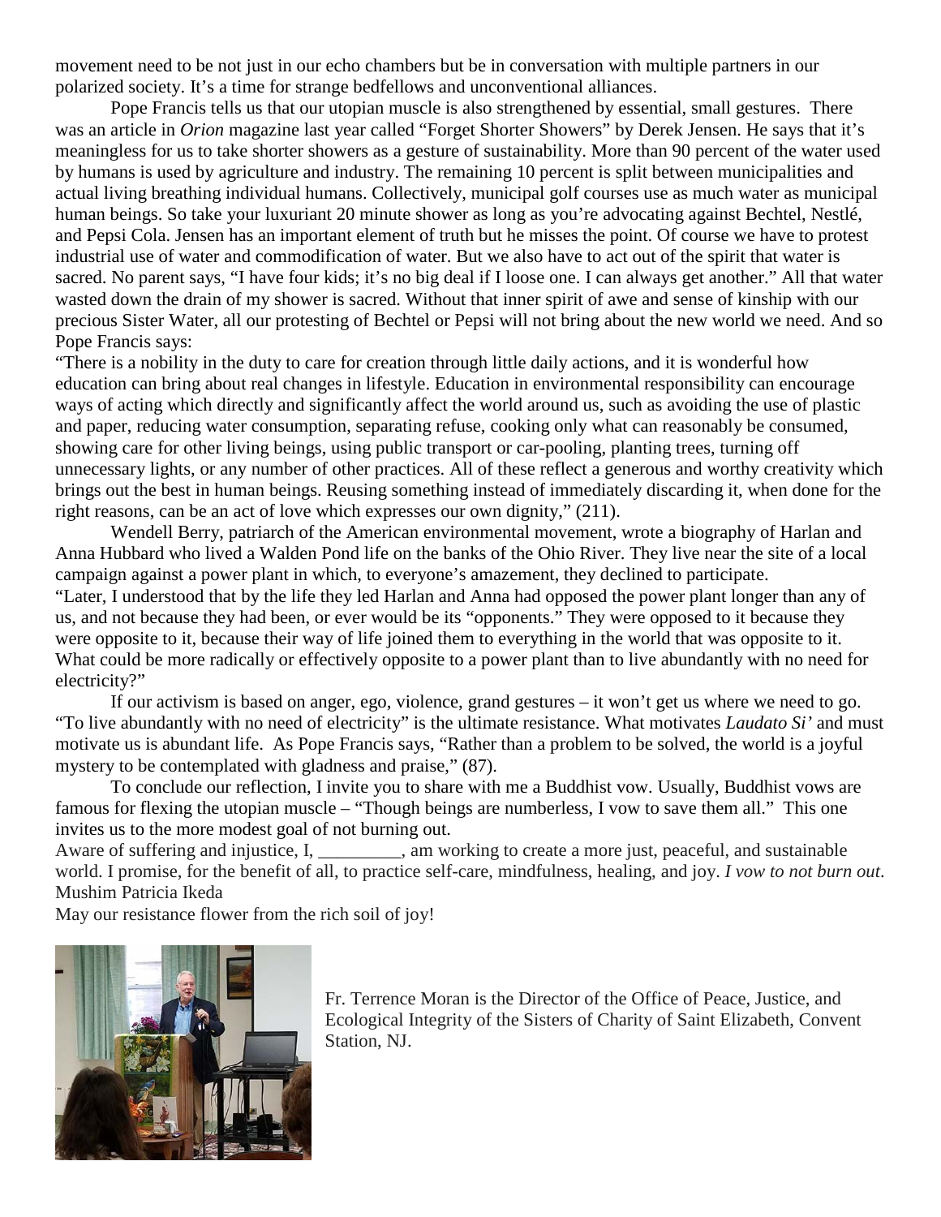movement need to be not just in our echo chambers but be in conversation with multiple partners in our polarized society. It's a time for strange bedfellows and unconventional alliances.

Pope Francis tells us that our utopian muscle is also strengthened by essential, small gestures. There was an article in *Orion* magazine last year called "Forget Shorter Showers" by Derek Jensen. He says that it's meaningless for us to take shorter showers as a gesture of sustainability. More than 90 percent of the water used by humans is used by agriculture and industry. The remaining 10 percent is split between municipalities and actual living breathing individual humans. Collectively, municipal golf courses use as much water as municipal human beings. So take your luxuriant 20 minute shower as long as you're advocating against Bechtel, Nestlé, and Pepsi Cola. Jensen has an important element of truth but he misses the point. Of course we have to protest industrial use of water and commodification of water. But we also have to act out of the spirit that water is sacred. No parent says, "I have four kids; it's no big deal if I loose one. I can always get another." All that water wasted down the drain of my shower is sacred. Without that inner spirit of awe and sense of kinship with our precious Sister Water, all our protesting of Bechtel or Pepsi will not bring about the new world we need. And so Pope Francis says:

"There is a nobility in the duty to care for creation through little daily actions, and it is wonderful how education can bring about real changes in lifestyle. Education in environmental responsibility can encourage ways of acting which directly and significantly affect the world around us, such as avoiding the use of plastic and paper, reducing water consumption, separating refuse, cooking only what can reasonably be consumed, showing care for other living beings, using public transport or car-pooling, planting trees, turning off unnecessary lights, or any number of other practices. All of these reflect a generous and worthy creativity which brings out the best in human beings. Reusing something instead of immediately discarding it, when done for the right reasons, can be an act of love which expresses our own dignity," (211).

Wendell Berry, patriarch of the American environmental movement, wrote a biography of Harlan and Anna Hubbard who lived a Walden Pond life on the banks of the Ohio River. They live near the site of a local campaign against a power plant in which, to everyone's amazement, they declined to participate.

"Later, I understood that by the life they led Harlan and Anna had opposed the power plant longer than any of us, and not because they had been, or ever would be its "opponents." They were opposed to it because they were opposite to it, because their way of life joined them to everything in the world that was opposite to it. What could be more radically or effectively opposite to a power plant than to live abundantly with no need for electricity?"

If our activism is based on anger, ego, violence, grand gestures – it won't get us where we need to go. "To live abundantly with no need of electricity" is the ultimate resistance. What motivates *Laudato Si'* and must motivate us is abundant life. As Pope Francis says, "Rather than a problem to be solved, the world is a joyful mystery to be contemplated with gladness and praise," (87).

To conclude our reflection, I invite you to share with me a Buddhist vow. Usually, Buddhist vows are famous for flexing the utopian muscle – "Though beings are numberless, I vow to save them all." This one invites us to the more modest goal of not burning out.

Aware of suffering and injustice, I, _________, am working to create a more just, peaceful, and sustainable world. I promise, for the benefit of all, to practice self-care, mindfulness, healing, and joy. *I vow to not burn out*.
Mushim Patricia Ikeda

May our resistance flower from the rich soil of joy!

Fr. Terrence Moran is the Director of the Office of Peace, Justice, and Ecological Integrity of the Sisters of Charity of Saint Elizabeth, Convent Station, NJ.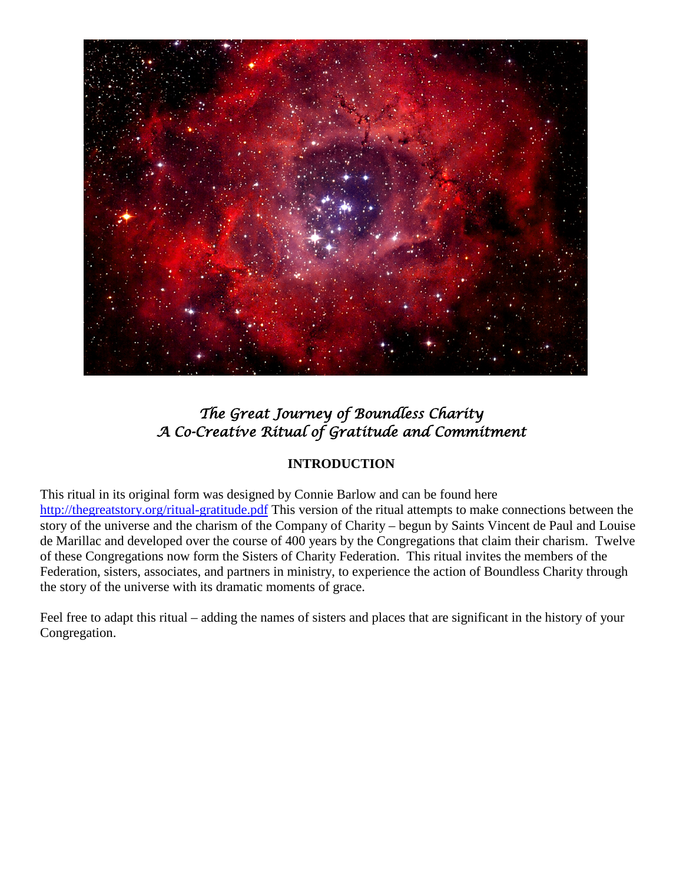# *The Great Journey of Boundless Charity*
# *A Co-Creative Ritual of Gratitude and Commitment*

## INTRODUCTION

This ritual in its original form was designed by Connie Barlow and can be found here http://thegreatstory.org/ritual-gratitude.pdf This version of the ritual attempts to make connections between the story of the universe and the charism of the Company of Charity – begun by Saints Vincent de Paul and Louise de Marillac and developed over the course of 400 years by the Congregations that claim their charism. Twelve of these Congregations now form the Sisters of Charity Federation. This ritual invites the members of the Federation, sisters, associates, and partners in ministry, to experience the action of Boundless Charity through the story of the universe with its dramatic moments of grace.

Feel free to adapt this ritual – adding the names of sisters and places that are significant in the history of your Congregation.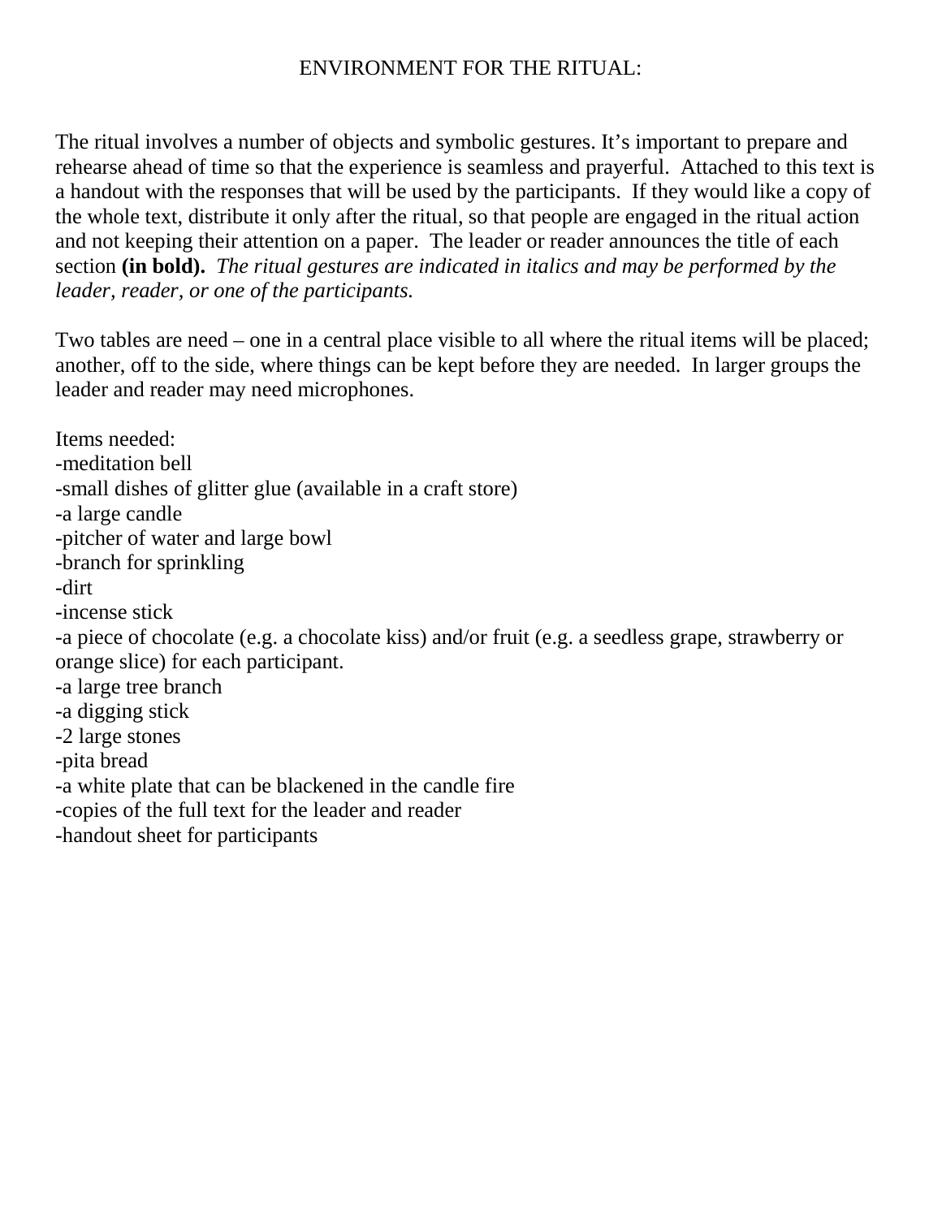# ENVIRONMENT FOR THE RITUAL:

The ritual involves a number of objects and symbolic gestures. It's important to prepare and rehearse ahead of time so that the experience is seamless and prayerful. Attached to this text is a handout with the responses that will be used by the participants. If they would like a copy of the whole text, distribute it only after the ritual, so that people are engaged in the ritual action and not keeping their attention on a paper. The leader or reader announces the title of each section **(in bold).** *The ritual gestures are indicated in italics and may be performed by the leader, reader, or one of the participants.*

Two tables are need – one in a central place visible to all where the ritual items will be placed; another, off to the side, where things can be kept before they are needed. In larger groups the leader and reader may need microphones.

Items needed:
-meditation bell
-small dishes of glitter glue (available in a craft store)
-a large candle
-pitcher of water and large bowl
-branch for sprinkling
-dirt
-incense stick
-a piece of chocolate (e.g. a chocolate kiss) and/or fruit (e.g. a seedless grape, strawberry or orange slice) for each participant.
-a large tree branch
-a digging stick
-2 large stones
-pita bread
-a white plate that can be blackened in the candle fire
-copies of the full text for the leader and reader
-handout sheet for participants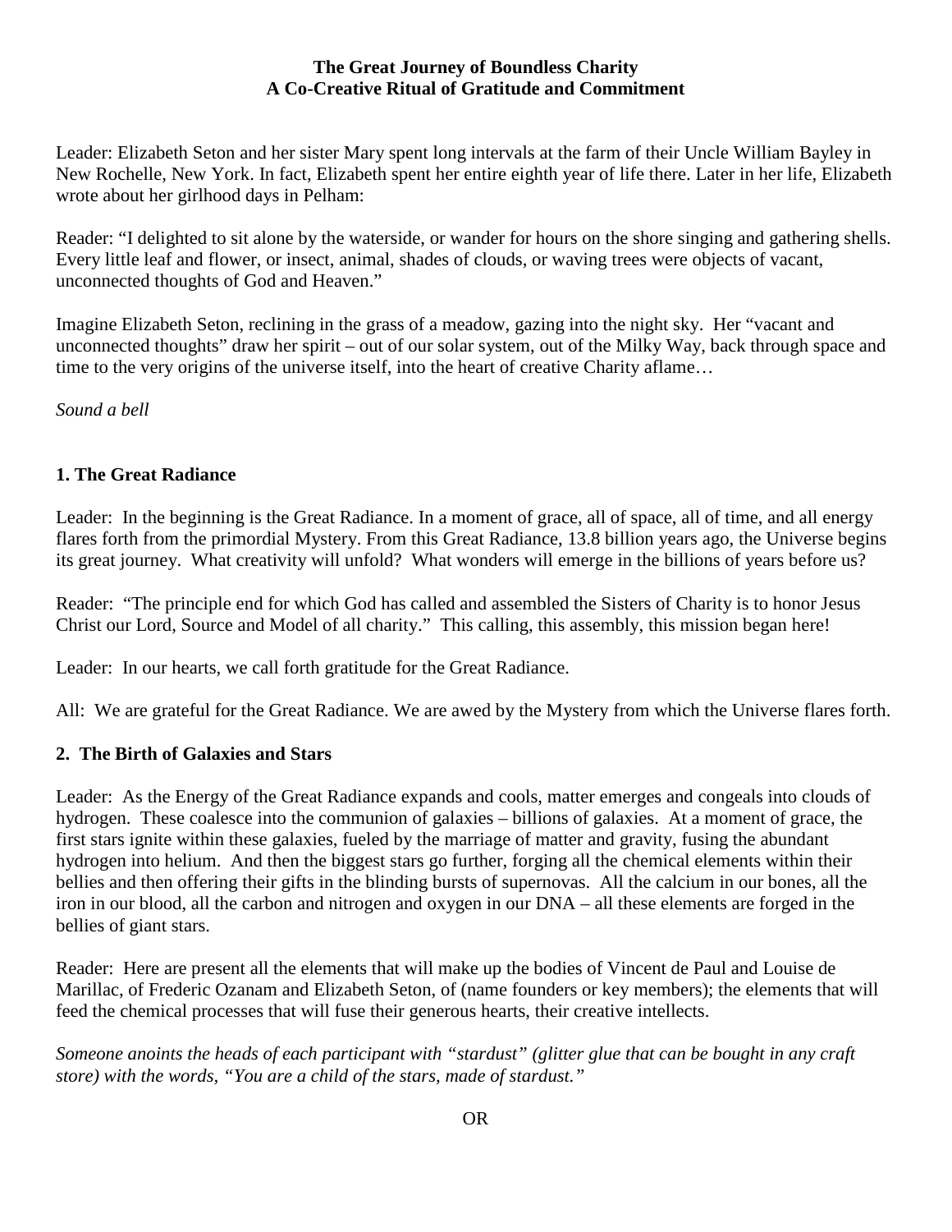**The Great Journey of Boundless Charity**
**A Co-Creative Ritual of Gratitude and Commitment**

Leader: Elizabeth Seton and her sister Mary spent long intervals at the farm of their Uncle William Bayley in New Rochelle, New York. In fact, Elizabeth spent her entire eighth year of life there. Later in her life, Elizabeth wrote about her girlhood days in Pelham:

Reader: "I delighted to sit alone by the waterside, or wander for hours on the shore singing and gathering shells. Every little leaf and flower, or insect, animal, shades of clouds, or waving trees were objects of vacant, unconnected thoughts of God and Heaven."

Imagine Elizabeth Seton, reclining in the grass of a meadow, gazing into the night sky. Her "vacant and unconnected thoughts" draw her spirit – out of our solar system, out of the Milky Way, back through space and time to the very origins of the universe itself, into the heart of creative Charity aflame…

*Sound a bell*

### 1. The Great Radiance

Leader: In the beginning is the Great Radiance. In a moment of grace, all of space, all of time, and all energy flares forth from the primordial Mystery. From this Great Radiance, 13.8 billion years ago, the Universe begins its great journey. What creativity will unfold? What wonders will emerge in the billions of years before us?

Reader: "The principle end for which God has called and assembled the Sisters of Charity is to honor Jesus Christ our Lord, Source and Model of all charity." This calling, this assembly, this mission began here!

Leader: In our hearts, we call forth gratitude for the Great Radiance.

All: We are grateful for the Great Radiance. We are awed by the Mystery from which the Universe flares forth.

### 2. The Birth of Galaxies and Stars

Leader: As the Energy of the Great Radiance expands and cools, matter emerges and congeals into clouds of hydrogen. These coalesce into the communion of galaxies – billions of galaxies. At a moment of grace, the first stars ignite within these galaxies, fueled by the marriage of matter and gravity, fusing the abundant hydrogen into helium. And then the biggest stars go further, forging all the chemical elements within their bellies and then offering their gifts in the blinding bursts of supernovas. All the calcium in our bones, all the iron in our blood, all the carbon and nitrogen and oxygen in our DNA – all these elements are forged in the bellies of giant stars.

Reader: Here are present all the elements that will make up the bodies of Vincent de Paul and Louise de Marillac, of Frederic Ozanam and Elizabeth Seton, of (name founders or key members); the elements that will feed the chemical processes that will fuse their generous hearts, their creative intellects.

*Someone anoints the heads of each participant with "stardust" (glitter glue that can be bought in any craft store) with the words, "You are a child of the stars, made of stardust."*

OR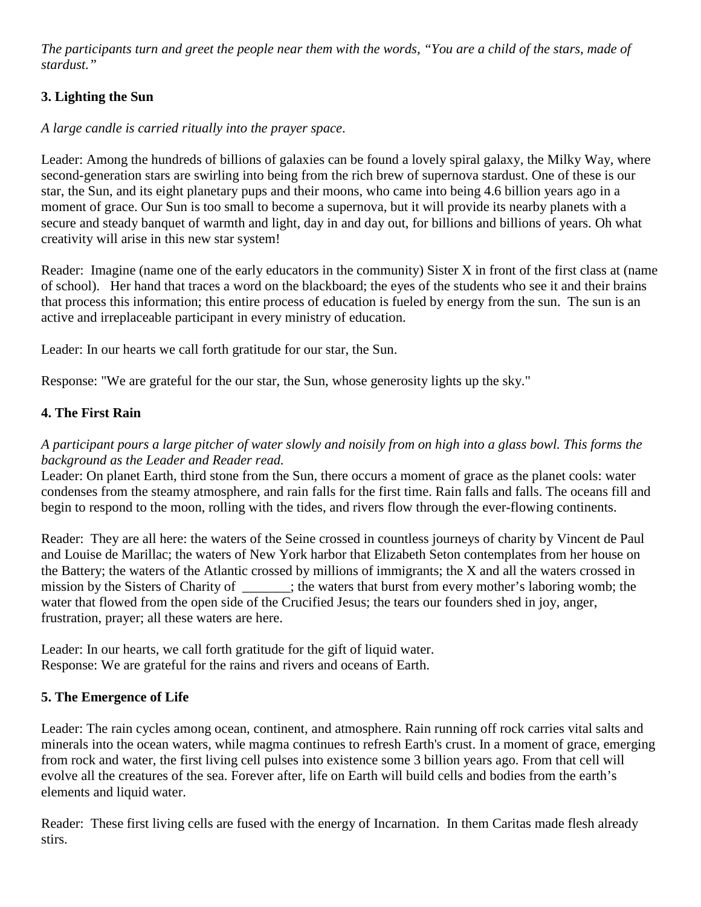*The participants turn and greet the people near them with the words, "You are a child of the stars, made of stardust."*

### 3. Lighting the Sun

*A large candle is carried ritually into the prayer space.*

Leader: Among the hundreds of billions of galaxies can be found a lovely spiral galaxy, the Milky Way, where second-generation stars are swirling into being from the rich brew of supernova stardust. One of these is our star, the Sun, and its eight planetary pups and their moons, who came into being 4.6 billion years ago in a moment of grace. Our Sun is too small to become a supernova, but it will provide its nearby planets with a secure and steady banquet of warmth and light, day in and day out, for billions and billions of years. Oh what creativity will arise in this new star system!

Reader: Imagine (name one of the early educators in the community) Sister X in front of the first class at (name of school). Her hand that traces a word on the blackboard; the eyes of the students who see it and their brains that process this information; this entire process of education is fueled by energy from the sun. The sun is an active and irreplaceable participant in every ministry of education.

Leader: In our hearts we call forth gratitude for our star, the Sun.

Response: "We are grateful for the our star, the Sun, whose generosity lights up the sky."

### 4. The First Rain

*A participant pours a large pitcher of water slowly and noisily from on high into a glass bowl. This forms the background as the Leader and Reader read.*

Leader: On planet Earth, third stone from the Sun, there occurs a moment of grace as the planet cools: water condenses from the steamy atmosphere, and rain falls for the first time. Rain falls and falls. The oceans fill and begin to respond to the moon, rolling with the tides, and rivers flow through the ever-flowing continents.

Reader: They are all here: the waters of the Seine crossed in countless journeys of charity by Vincent de Paul and Louise de Marillac; the waters of New York harbor that Elizabeth Seton contemplates from her house on the Battery; the waters of the Atlantic crossed by millions of immigrants; the X and all the waters crossed in mission by the Sisters of Charity of _______; the waters that burst from every mother's laboring womb; the water that flowed from the open side of the Crucified Jesus; the tears our founders shed in joy, anger, frustration, prayer; all these waters are here.

Leader: In our hearts, we call forth gratitude for the gift of liquid water.
Response: We are grateful for the rains and rivers and oceans of Earth.

### 5. The Emergence of Life

Leader: The rain cycles among ocean, continent, and atmosphere. Rain running off rock carries vital salts and minerals into the ocean waters, while magma continues to refresh Earth's crust. In a moment of grace, emerging from rock and water, the first living cell pulses into existence some 3 billion years ago. From that cell will evolve all the creatures of the sea. Forever after, life on Earth will build cells and bodies from the earth's elements and liquid water.

Reader: These first living cells are fused with the energy of Incarnation. In them Caritas made flesh already stirs.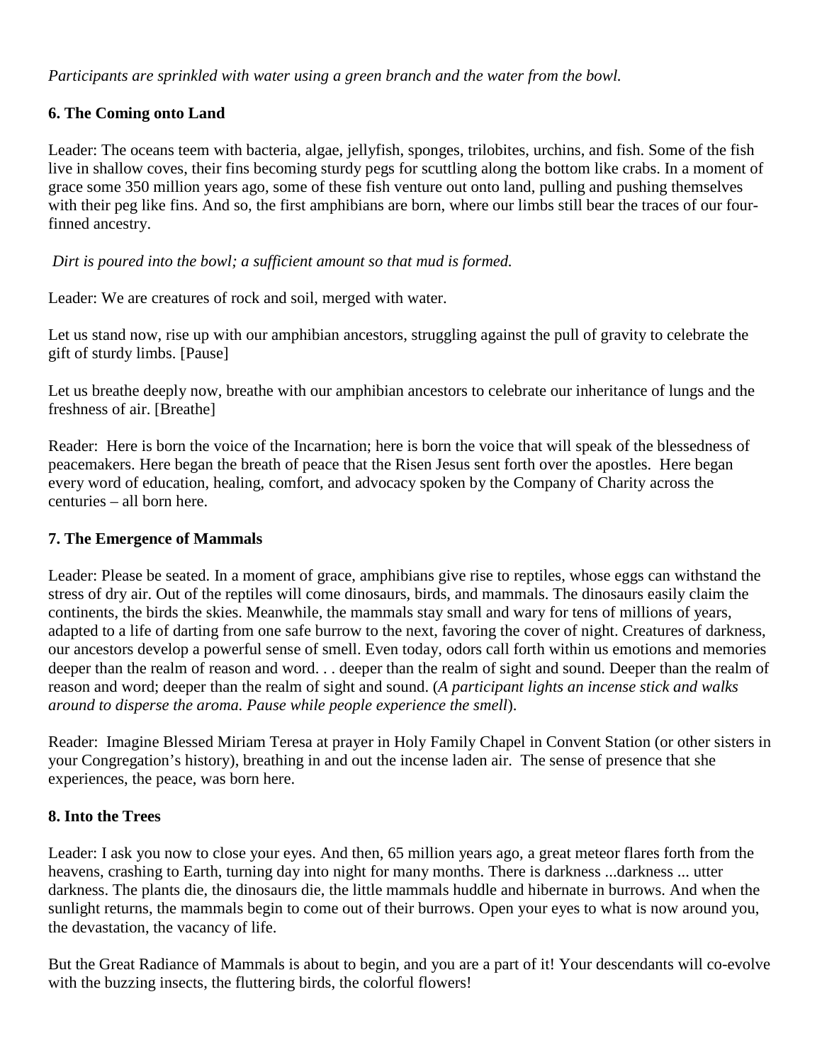*Participants are sprinkled with water using a green branch and the water from the bowl.*

**6. The Coming onto Land**

Leader: The oceans teem with bacteria, algae, jellyfish, sponges, trilobites, urchins, and fish. Some of the fish live in shallow coves, their fins becoming sturdy pegs for scuttling along the bottom like crabs. In a moment of grace some 350 million years ago, some of these fish venture out onto land, pulling and pushing themselves with their peg like fins. And so, the first amphibians are born, where our limbs still bear the traces of our four-finned ancestry.

*Dirt is poured into the bowl; a sufficient amount so that mud is formed.*

Leader: We are creatures of rock and soil, merged with water.

Let us stand now, rise up with our amphibian ancestors, struggling against the pull of gravity to celebrate the gift of sturdy limbs. [Pause]

Let us breathe deeply now, breathe with our amphibian ancestors to celebrate our inheritance of lungs and the freshness of air. [Breathe]

Reader: Here is born the voice of the Incarnation; here is born the voice that will speak of the blessedness of peacemakers. Here began the breath of peace that the Risen Jesus sent forth over the apostles. Here began every word of education, healing, comfort, and advocacy spoken by the Company of Charity across the centuries – all born here.

**7. The Emergence of Mammals**

Leader: Please be seated. In a moment of grace, amphibians give rise to reptiles, whose eggs can withstand the stress of dry air. Out of the reptiles will come dinosaurs, birds, and mammals. The dinosaurs easily claim the continents, the birds the skies. Meanwhile, the mammals stay small and wary for tens of millions of years, adapted to a life of darting from one safe burrow to the next, favoring the cover of night. Creatures of darkness, our ancestors develop a powerful sense of smell. Even today, odors call forth within us emotions and memories deeper than the realm of reason and word. . . deeper than the realm of sight and sound. Deeper than the realm of reason and word; deeper than the realm of sight and sound. (*A participant lights an incense stick and walks around to disperse the aroma. Pause while people experience the smell*).

Reader: Imagine Blessed Miriam Teresa at prayer in Holy Family Chapel in Convent Station (or other sisters in your Congregation's history), breathing in and out the incense laden air. The sense of presence that she experiences, the peace, was born here.

**8. Into the Trees**

Leader: I ask you now to close your eyes. And then, 65 million years ago, a great meteor flares forth from the heavens, crashing to Earth, turning day into night for many months. There is darkness ...darkness ... utter darkness. The plants die, the dinosaurs die, the little mammals huddle and hibernate in burrows. And when the sunlight returns, the mammals begin to come out of their burrows. Open your eyes to what is now around you, the devastation, the vacancy of life.

But the Great Radiance of Mammals is about to begin, and you are a part of it! Your descendants will co-evolve with the buzzing insects, the fluttering birds, the colorful flowers!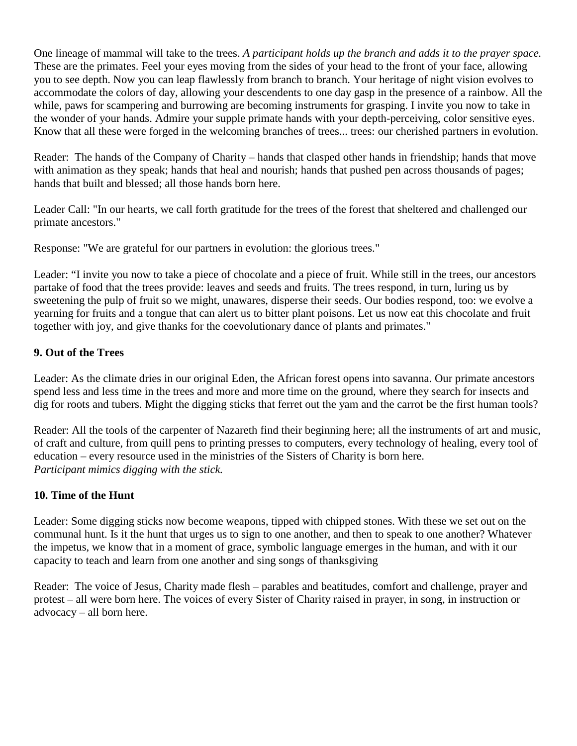One lineage of mammal will take to the trees. *A participant holds up the branch and adds it to the prayer space.* These are the primates. Feel your eyes moving from the sides of your head to the front of your face, allowing you to see depth. Now you can leap flawlessly from branch to branch. Your heritage of night vision evolves to accommodate the colors of day, allowing your descendents to one day gasp in the presence of a rainbow. All the while, paws for scampering and burrowing are becoming instruments for grasping. I invite you now to take in the wonder of your hands. Admire your supple primate hands with your depth-perceiving, color sensitive eyes. Know that all these were forged in the welcoming branches of trees... trees: our cherished partners in evolution.

Reader: The hands of the Company of Charity – hands that clasped other hands in friendship; hands that move with animation as they speak; hands that heal and nourish; hands that pushed pen across thousands of pages; hands that built and blessed; all those hands born here.

Leader Call: "In our hearts, we call forth gratitude for the trees of the forest that sheltered and challenged our primate ancestors."

Response: "We are grateful for our partners in evolution: the glorious trees."

Leader: “I invite you now to take a piece of chocolate and a piece of fruit. While still in the trees, our ancestors partake of food that the trees provide: leaves and seeds and fruits. The trees respond, in turn, luring us by sweetening the pulp of fruit so we might, unawares, disperse their seeds. Our bodies respond, too: we evolve a yearning for fruits and a tongue that can alert us to bitter plant poisons. Let us now eat this chocolate and fruit together with joy, and give thanks for the coevolutionary dance of plants and primates."

### 9. Out of the Trees

Leader: As the climate dries in our original Eden, the African forest opens into savanna. Our primate ancestors spend less and less time in the trees and more and more time on the ground, where they search for insects and dig for roots and tubers. Might the digging sticks that ferret out the yam and the carrot be the first human tools?

Reader: All the tools of the carpenter of Nazareth find their beginning here; all the instruments of art and music, of craft and culture, from quill pens to printing presses to computers, every technology of healing, every tool of education – every resource used in the ministries of the Sisters of Charity is born here.
*Participant mimics digging with the stick.*

### 10. Time of the Hunt

Leader: Some digging sticks now become weapons, tipped with chipped stones. With these we set out on the communal hunt. Is it the hunt that urges us to sign to one another, and then to speak to one another? Whatever the impetus, we know that in a moment of grace, symbolic language emerges in the human, and with it our capacity to teach and learn from one another and sing songs of thanksgiving

Reader: The voice of Jesus, Charity made flesh – parables and beatitudes, comfort and challenge, prayer and protest – all were born here. The voices of every Sister of Charity raised in prayer, in song, in instruction or advocacy – all born here.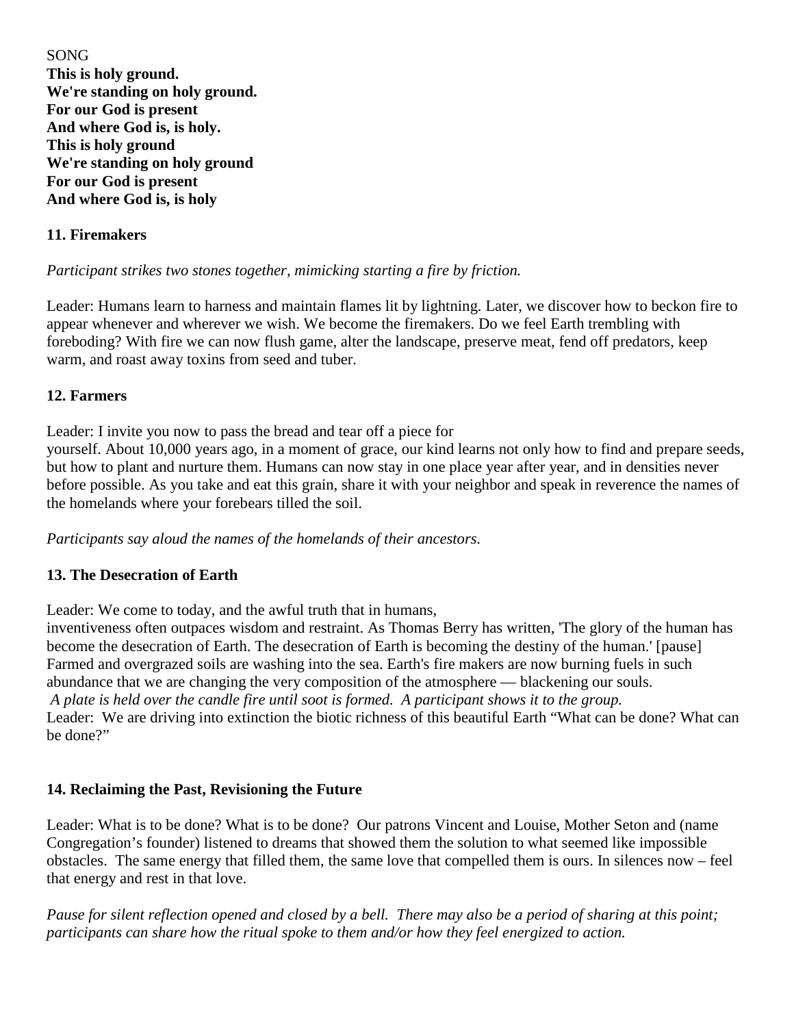SONG
**This is holy ground.**
**We're standing on holy ground.**
**For our God is present**
**And where God is, is holy.**
**This is holy ground**
**We're standing on holy ground**
**For our God is present**
**And where God is, is holy**

**11. Firemakers**

*Participant strikes two stones together, mimicking starting a fire by friction.*

Leader: Humans learn to harness and maintain flames lit by lightning. Later, we discover how to beckon fire to appear whenever and wherever we wish. We become the firemakers. Do we feel Earth trembling with foreboding? With fire we can now flush game, alter the landscape, preserve meat, fend off predators, keep warm, and roast away toxins from seed and tuber.

**12. Farmers**

Leader: I invite you now to pass the bread and tear off a piece for yourself. About 10,000 years ago, in a moment of grace, our kind learns not only how to find and prepare seeds, but how to plant and nurture them. Humans can now stay in one place year after year, and in densities never before possible. As you take and eat this grain, share it with your neighbor and speak in reverence the names of the homelands where your forebears tilled the soil.

*Participants say aloud the names of the homelands of their ancestors.*

**13. The Desecration of Earth**

Leader: We come to today, and the awful truth that in humans, inventiveness often outpaces wisdom and restraint. As Thomas Berry has written, 'The glory of the human has become the desecration of Earth. The desecration of Earth is becoming the destiny of the human.' [pause] Farmed and overgrazed soils are washing into the sea. Earth's fire makers are now burning fuels in such abundance that we are changing the very composition of the atmosphere — blackening our souls.
*A plate is held over the candle fire until soot is formed. A participant shows it to the group.*
Leader: We are driving into extinction the biotic richness of this beautiful Earth "What can be done? What can be done?"

**14. Reclaiming the Past, Revisioning the Future**

Leader: What is to be done? What is to be done? Our patrons Vincent and Louise, Mother Seton and (name Congregation's founder) listened to dreams that showed them the solution to what seemed like impossible obstacles. The same energy that filled them, the same love that compelled them is ours. In silences now – feel that energy and rest in that love.

*Pause for silent reflection opened and closed by a bell. There may also be a period of sharing at this point; participants can share how the ritual spoke to them and/or how they feel energized to action.*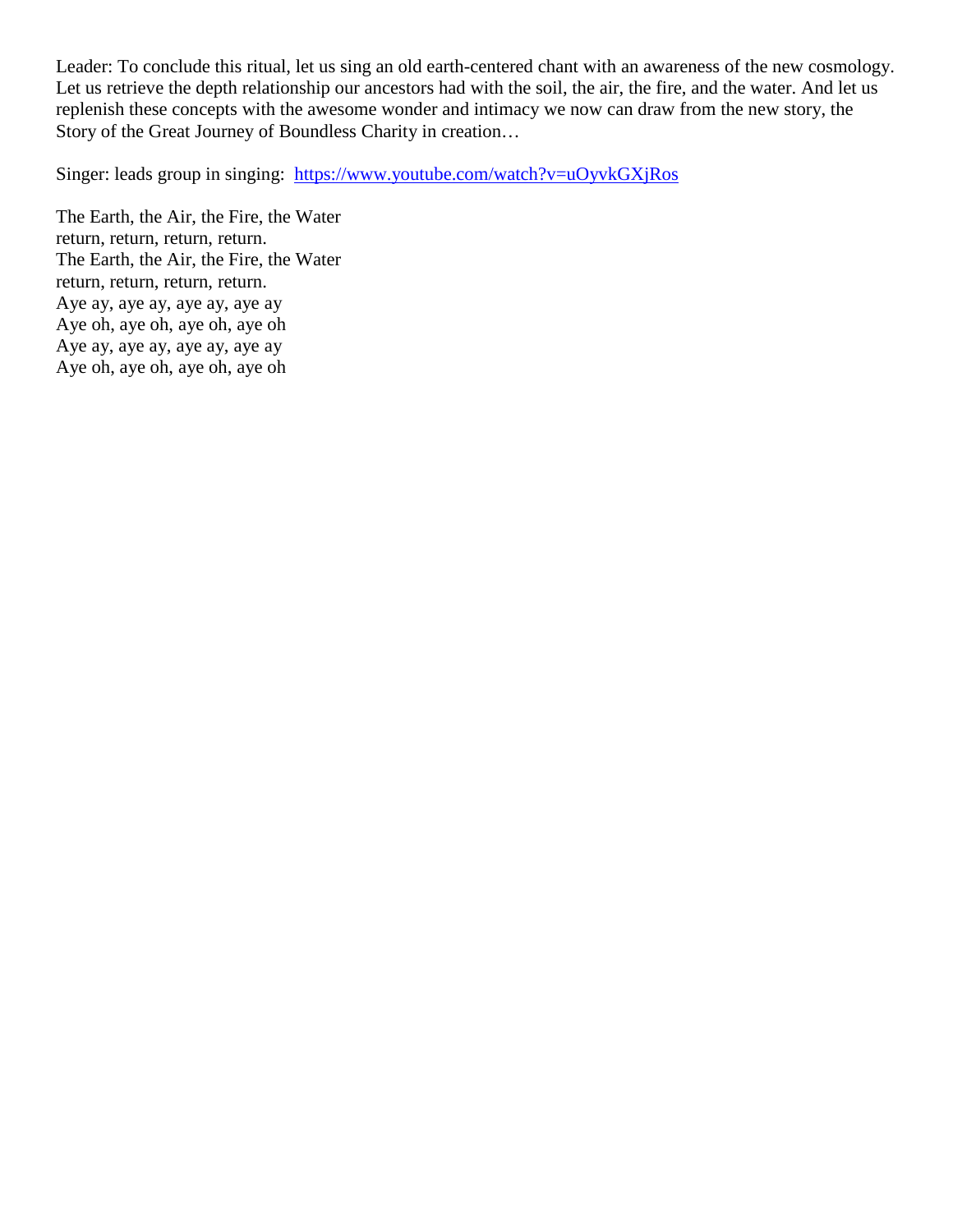Leader: To conclude this ritual, let us sing an old earth-centered chant with an awareness of the new cosmology. Let us retrieve the depth relationship our ancestors had with the soil, the air, the fire, and the water. And let us replenish these concepts with the awesome wonder and intimacy we now can draw from the new story, the Story of the Great Journey of Boundless Charity in creation…

Singer: leads group in singing: [https://www.youtube.com/watch?v=uOyvkGXjRos](https://www.youtube.com/watch?v=uOyvkGXjRos)

The Earth, the Air, the Fire, the Water  
return, return, return, return.  
The Earth, the Air, the Fire, the Water  
return, return, return, return.  
Aye ay, aye ay, aye ay, aye ay  
Aye oh, aye oh, aye oh, aye oh  
Aye ay, aye ay, aye ay, aye ay  
Aye oh, aye oh, aye oh, aye oh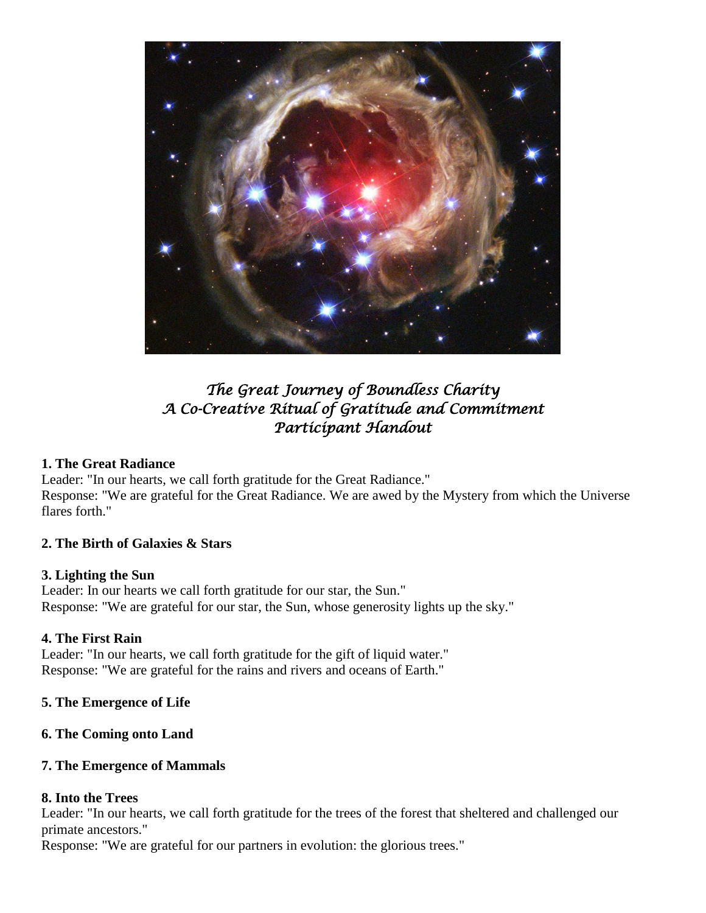*The Great Journey of Boundless Charity*
*A Co-Creative Ritual of Gratitude and Commitment*
*Participant Handout*

**1. The Great Radiance**

Leader: "In our hearts, we call forth gratitude for the Great Radiance."
Response: "We are grateful for the Great Radiance. We are awed by the Mystery from which the Universe flares forth."

**2. The Birth of Galaxies & Stars**

**3. Lighting the Sun**

Leader: In our hearts we call forth gratitude for our star, the Sun."
Response: "We are grateful for our star, the Sun, whose generosity lights up the sky."

**4. The First Rain**

Leader: "In our hearts, we call forth gratitude for the gift of liquid water."
Response: "We are grateful for the rains and rivers and oceans of Earth."

**5. The Emergence of Life**

**6. The Coming onto Land**

**7. The Emergence of Mammals**

**8. Into the Trees**

Leader: "In our hearts, we call forth gratitude for the trees of the forest that sheltered and challenged our primate ancestors."
Response: "We are grateful for our partners in evolution: the glorious trees."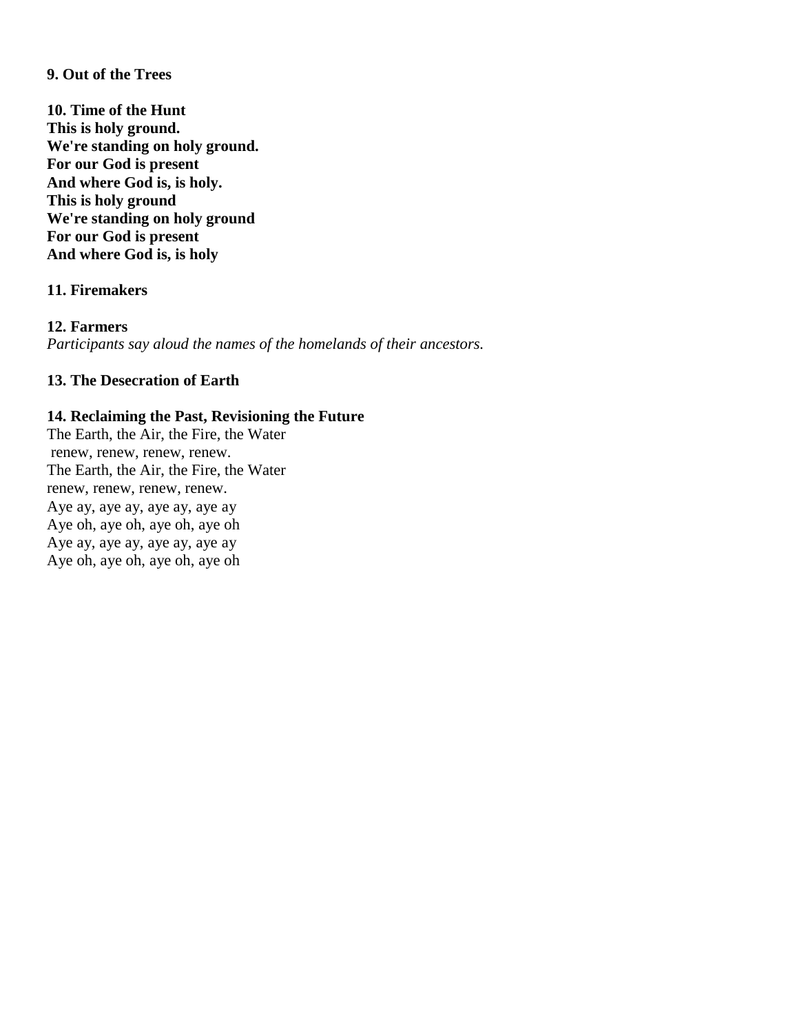**9. Out of the Trees**

**10. Time of the Hunt**
**This is holy ground.**
**We're standing on holy ground.**
**For our God is present**
**And where God is, is holy.**
**This is holy ground**
**We're standing on holy ground**
**For our God is present**
**And where God is, is holy**

**11. Firemakers**

**12. Farmers**
*Participants say aloud the names of the homelands of their ancestors.*

**13. The Desecration of Earth**

**14. Reclaiming the Past, Revisioning the Future**
The Earth, the Air, the Fire, the Water
renew, renew, renew, renew.
The Earth, the Air, the Fire, the Water
renew, renew, renew, renew.
Aye ay, aye ay, aye ay, aye ay
Aye oh, aye oh, aye oh, aye oh
Aye ay, aye ay, aye ay, aye ay
Aye oh, aye oh, aye oh, aye oh